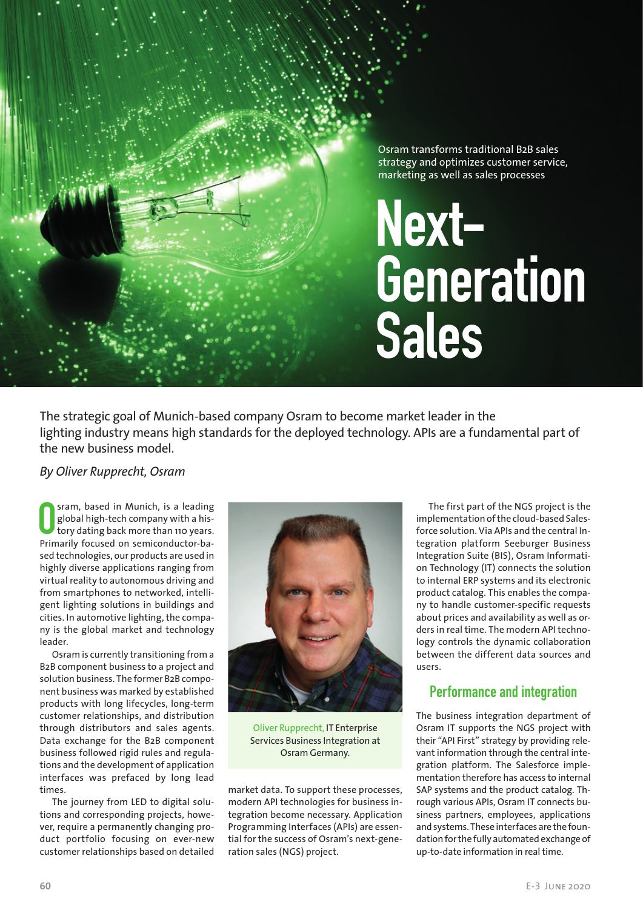Osram transforms traditional B2B sales strategy and optimizes customer service, marketing as well as sales processes

# Next-Generation Sales

The strategic goal of Munich-based company Osram to become market leader in the lighting industry means high standards for the deployed technology. APIs are a fundamental part of the new business model.

*By Oliver Rupprecht, Osram*

Osram, based in Munich, is a leading global high-tech company with a history dating back more than 110 years. Primarily focused on semiconductor-based technologies, our products are used in highly diverse applications ranging from virtual reality to autonomous driving and from smartphones to networked, intelligent lighting solutions in buildings and cities. In automotive lighting, the company is the global market and technology leader.

Osram is currently transitioning from a B2B component business to a project and solution business. The former B2B component business was marked by established products with long lifecycles, long-term customer relationships, and distribution through distributors and sales agents. Data exchange for the B2B component business followed rigid rules and regulations and the development of application interfaces was prefaced by long lead times.

The journey from LED to digital solutions and corresponding projects, however, require a permanently changing product portfolio focusing on ever-new customer relationships based on detailed market data. To support these processes, modern API technologies for business integration become necessary. Application Programming Interfaces (APIs) are essential for the success of Osram's next-generation sales (NGS) project.

Oliver Rupprecht, IT Enterprise Services Business Integration at Osram Germany.

The first part of the NGS project is the implementation of the cloud-based Salesforce solution. Via APIs and the central Integration platform Seeburger Business Integration Suite (BIS), Osram Information Technology (IT) connects the solution to internal ERP systems and its electronic product catalog. This enables the company to handle customer-specific requests about prices and availability as well as orders in real time. The modern API technology controls the dynamic collaboration between the different data sources and users.

## Performance and integration

The business integration department of Osram IT supports the NGS project with their "API First" strategy by providing relevant information through the central integration platform. The Salesforce implementation therefore has access to internal SAP systems and the product catalog. Through various APIs, Osram IT connects business partners, employees, applications and systems. These interfaces are the foundation for the fully automated exchange of up-to-date information in real time.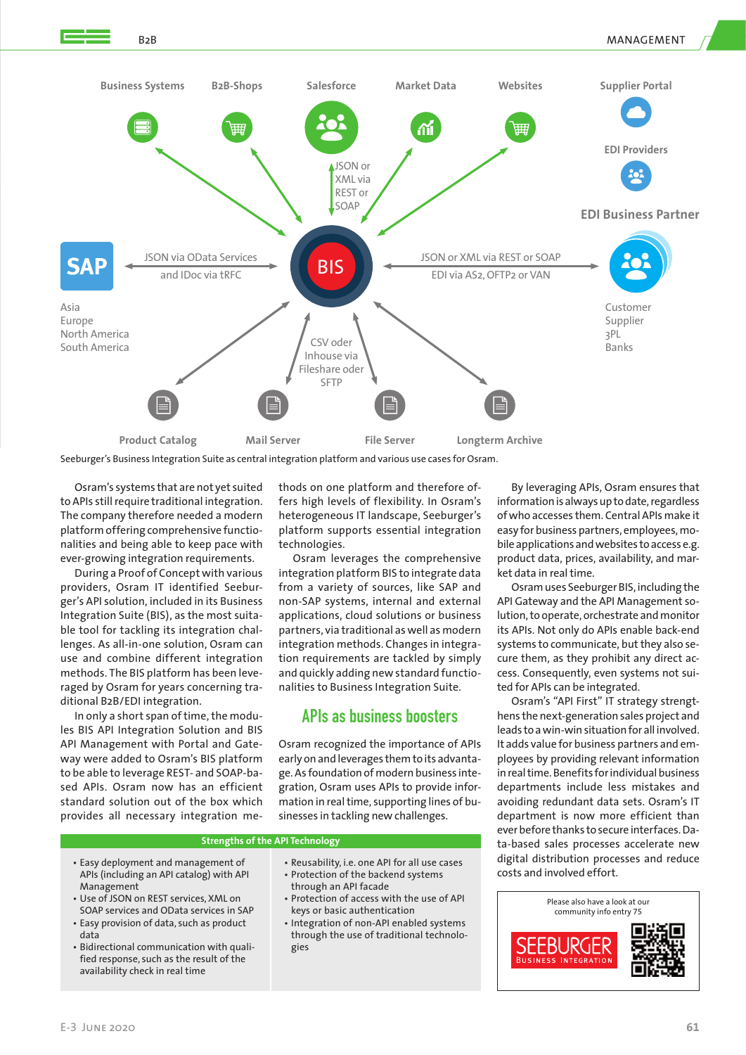Business Systems
B2B-Shops
Salesforce
Market Data
Websites
Supplier Portal
EDI Providers
EDI Business Partner

JSON or XML via REST or SOAP

SAP
JSON via OData Services and IDoc via tRFC
Asia
Europe
North America
South America

BIS

JSON or XML via REST or SOAP
EDI via AS2, OFTP2 or VAN

Customer
Supplier
3PL
Banks

CSV oder Inhouse via Fileshare oder SFTP

Product Catalog
Mail Server
File Server
Longterm Archive

Seeburger's Business Integration Suite as central integration platform and various use cases for Osram.

Osram's systems that are not yet suited to APIs still require traditional integration. The company therefore needed a modern platform offering comprehensive functionalities and being able to keep pace with ever-growing integration requirements.

During a Proof of Concept with various providers, Osram IT identified Seeburger's API solution, included in its Business Integration Suite (BIS), as the most suitable tool for tackling its integration challenges. As all-in-one solution, Osram can use and combine different integration methods. The BIS platform has been leveraged by Osram for years concerning traditional B2B/EDI integration.

In only a short span of time, the modules BIS API Integration Solution and BIS API Management with Portal and Gateway were added to Osram's BIS platform to be able to leverage REST- and SOAP-based APIs. Osram now has an efficient standard solution out of the box which provides all necessary integration methods on one platform and therefore offers high levels of flexibility. In Osram's heterogeneous IT landscape, Seeburger's platform supports essential integration technologies.

Osram leverages the comprehensive integration platform BIS to integrate data from a variety of sources, like SAP and non-SAP systems, internal and external applications, cloud solutions or business partners, via traditional as well as modern integration methods. Changes in integration requirements are tackled by simply and quickly adding new standard functionalities to Business Integration Suite.

## APIs as business boosters

Osram recognized the importance of APIs early on and leverages them to its advantage. As foundation of modern business integration, Osram uses APIs to provide information in real time, supporting lines of businesses in tackling new challenges.

By leveraging APIs, Osram ensures that information is always up to date, regardless of who accesses them. Central APIs make it easy for business partners, employees, mobile applications and websites to access e.g. product data, prices, availability, and market data in real time.

Osram uses Seeburger BIS, including the API Gateway and the API Management solution, to operate, orchestrate and monitor its APIs. Not only do APIs enable back-end systems to communicate, but they also secure them, as they prohibit any direct access. Consequently, even systems not suited for APIs can be integrated.

Osram's "API First" IT strategy strengthens the next-generation sales project and leads to a win-win situation for all involved. It adds value for business partners and employees by providing relevant information in real time. Benefits for individual business departments include less mistakes and avoiding redundant data sets. Osram's IT department is now more efficient than ever before thanks to secure interfaces. Data-based sales processes accelerate new digital distribution processes and reduce costs and involved effort.

**Strengths of the API Technology**

- Easy deployment and management of APIs (including an API catalog) with API Management
- Use of JSON on REST services, XML on SOAP services and OData services in SAP
- Easy provision of data, such as product data
- Bidirectional communication with qualified response, such as the result of the availability check in real time
- Reusability, i.e. one API for all use cases
- Protection of the backend systems through an API facade
- Protection of access with the use of API keys or basic authentication
- Integration of non-API enabled systems through the use of traditional technologies

Please also have a look at our community info entry 75

SEEBURGER
BUSINESS INTEGRATION